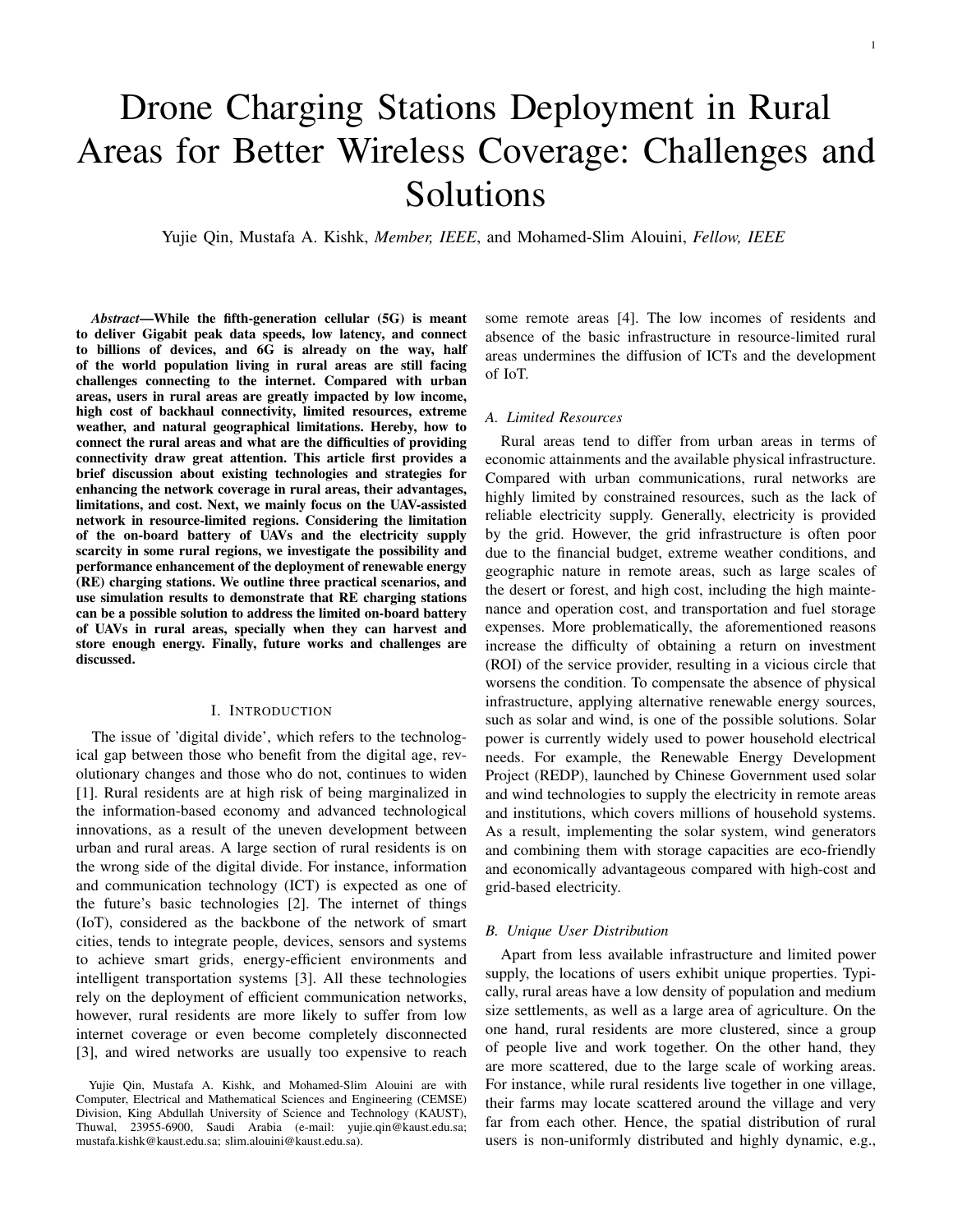# Drone Charging Stations Deployment in Rural Areas for Better Wireless Coverage: Challenges and Solutions

Yujie Qin, Mustafa A. Kishk, *Member, IEEE*, and Mohamed-Slim Alouini, *Fellow, IEEE*

***Abstract*—While the fifth-generation cellular (5G) is meant to deliver Gigabit peak data speeds, low latency, and connect to billions of devices, and 6G is already on the way, half of the world population living in rural areas are still facing challenges connecting to the internet. Compared with urban areas, users in rural areas are greatly impacted by low income, high cost of backhaul connectivity, limited resources, extreme weather, and natural geographical limitations. Hereby, how to connect the rural areas and what are the difficulties of providing connectivity draw great attention. This article first provides a brief discussion about existing technologies and strategies for enhancing the network coverage in rural areas, their advantages, limitations, and cost. Next, we mainly focus on the UAV-assisted network in resource-limited regions. Considering the limitation of the on-board battery of UAVs and the electricity supply scarcity in some rural regions, we investigate the possibility and performance enhancement of the deployment of renewable energy (RE) charging stations. We outline three practical scenarios, and use simulation results to demonstrate that RE charging stations can be a possible solution to address the limited on-board battery of UAVs in rural areas, specially when they can harvest and store enough energy. Finally, future works and challenges are discussed.**

## I. Introduction

The issue of 'digital divide', which refers to the technological gap between those who benefit from the digital age, revolutionary changes and those who do not, continues to widen [1]. Rural residents are at high risk of being marginalized in the information-based economy and advanced technological innovations, as a result of the uneven development between urban and rural areas. A large section of rural residents is on the wrong side of the digital divide. For instance, information and communication technology (ICT) is expected as one of the future's basic technologies [2]. The internet of things (IoT), considered as the backbone of the network of smart cities, tends to integrate people, devices, sensors and systems to achieve smart grids, energy-efficient environments and intelligent transportation systems [3]. All these technologies rely on the deployment of efficient communication networks, however, rural residents are more likely to suffer from low internet coverage or even become completely disconnected [3], and wired networks are usually too expensive to reach some remote areas [4]. The low incomes of residents and absence of the basic infrastructure in resource-limited rural areas undermines the diffusion of ICTs and the development of IoT.

Yujie Qin, Mustafa A. Kishk, and Mohamed-Slim Alouini are with Computer, Electrical and Mathematical Sciences and Engineering (CEMSE) Division, King Abdullah University of Science and Technology (KAUST), Thuwal, 23955-6900, Saudi Arabia (e-mail: yujie.qin@kaust.edu.sa; mustafa.kishk@kaust.edu.sa; slim.alouini@kaust.edu.sa).

### A. Limited Resources

Rural areas tend to differ from urban areas in terms of economic attainments and the available physical infrastructure. Compared with urban communications, rural networks are highly limited by constrained resources, such as the lack of reliable electricity supply. Generally, electricity is provided by the grid. However, the grid infrastructure is often poor due to the financial budget, extreme weather conditions, and geographic nature in remote areas, such as large scales of the desert or forest, and high cost, including the high maintenance and operation cost, and transportation and fuel storage expenses. More problematically, the aforementioned reasons increase the difficulty of obtaining a return on investment (ROI) of the service provider, resulting in a vicious circle that worsens the condition. To compensate the absence of physical infrastructure, applying alternative renewable energy sources, such as solar and wind, is one of the possible solutions. Solar power is currently widely used to power household electrical needs. For example, the Renewable Energy Development Project (REDP), launched by Chinese Government used solar and wind technologies to supply the electricity in remote areas and institutions, which covers millions of household systems. As a result, implementing the solar system, wind generators and combining them with storage capacities are eco-friendly and economically advantageous compared with high-cost and grid-based electricity.

### B. Unique User Distribution

Apart from less available infrastructure and limited power supply, the locations of users exhibit unique properties. Typically, rural areas have a low density of population and medium size settlements, as well as a large area of agriculture. On the one hand, rural residents are more clustered, since a group of people live and work together. On the other hand, they are more scattered, due to the large scale of working areas. For instance, while rural residents live together in one village, their farms may locate scattered around the village and very far from each other. Hence, the spatial distribution of rural users is non-uniformly distributed and highly dynamic, e.g.,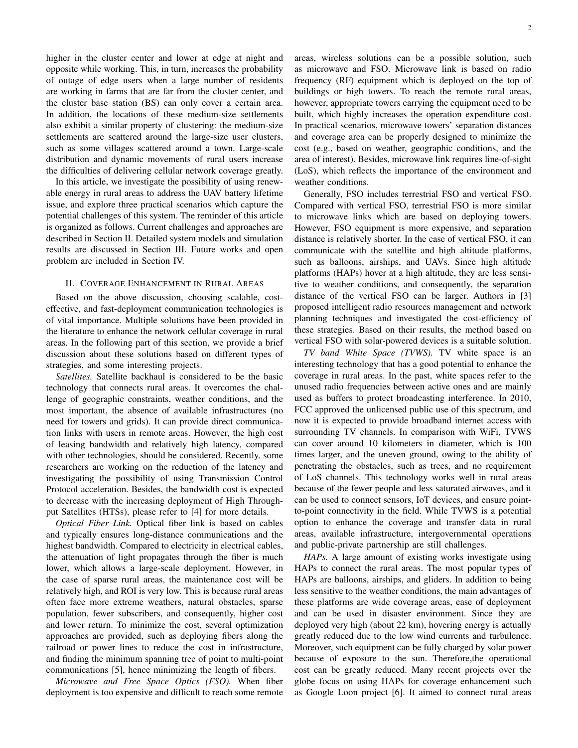higher in the cluster center and lower at edge at night and opposite while working. This, in turn, increases the probability of outage of edge users when a large number of residents are working in farms that are far from the cluster center, and the cluster base station (BS) can only cover a certain area. In addition, the locations of these medium-size settlements also exhibit a similar property of clustering: the medium-size settlements are scattered around the large-size user clusters, such as some villages scattered around a town. Large-scale distribution and dynamic movements of rural users increase the difficulties of delivering cellular network coverage greatly.

In this article, we investigate the possibility of using renewable energy in rural areas to address the UAV battery lifetime issue, and explore three practical scenarios which capture the potential challenges of this system. The reminder of this article is organized as follows. Current challenges and approaches are described in Section II. Detailed system models and simulation results are discussed in Section III. Future works and open problem are included in Section IV.

## II. Coverage Enhancement in Rural Areas

Based on the above discussion, choosing scalable, cost-effective, and fast-deployment communication technologies is of vital importance. Multiple solutions have been provided in the literature to enhance the network cellular coverage in rural areas. In the following part of this section, we provide a brief discussion about these solutions based on different types of strategies, and some interesting projects.

*Satellites.* Satellite backhaul is considered to be the basic technology that connects rural areas. It overcomes the challenge of geographic constraints, weather conditions, and the most important, the absence of available infrastructures (no need for towers and grids). It can provide direct communication links with users in remote areas. However, the high cost of leasing bandwidth and relatively high latency, compared with other technologies, should be considered. Recently, some researchers are working on the reduction of the latency and investigating the possibility of using Transmission Control Protocol acceleration. Besides, the bandwidth cost is expected to decrease with the increasing deployment of High Throughput Satellites (HTSs), please refer to [4] for more details.

*Optical Fiber Link.* Optical fiber link is based on cables and typically ensures long-distance communications and the highest bandwidth. Compared to electricity in electrical cables, the attenuation of light propagates through the fiber is much lower, which allows a large-scale deployment. However, in the case of sparse rural areas, the maintenance cost will be relatively high, and ROI is very low. This is because rural areas often face more extreme weathers, natural obstacles, sparse population, fewer subscribers, and consequently, higher cost and lower return. To minimize the cost, several optimization approaches are provided, such as deploying fibers along the railroad or power lines to reduce the cost in infrastructure, and finding the minimum spanning tree of point to multi-point communications [5], hence minimizing the length of fibers.

*Microwave and Free Space Optics (FSO).* When fiber deployment is too expensive and difficult to reach some remote areas, wireless solutions can be a possible solution, such as microwave and FSO. Microwave link is based on radio frequency (RF) equipment which is deployed on the top of buildings or high towers. To reach the remote rural areas, however, appropriate towers carrying the equipment need to be built, which highly increases the operation expenditure cost. In practical scenarios, microwave towers' separation distances and coverage area can be properly designed to minimize the cost (e.g., based on weather, geographic conditions, and the area of interest). Besides, microwave link requires line-of-sight (LoS), which reflects the importance of the environment and weather conditions.

Generally, FSO includes terrestrial FSO and vertical FSO. Compared with vertical FSO, terrestrial FSO is more similar to microwave links which are based on deploying towers. However, FSO equipment is more expensive, and separation distance is relatively shorter. In the case of vertical FSO, it can communicate with the satellite and high altitude platforms, such as balloons, airships, and UAVs. Since high altitude platforms (HAPs) hover at a high altitude, they are less sensitive to weather conditions, and consequently, the separation distance of the vertical FSO can be larger. Authors in [3] proposed intelligent radio resources management and network planning techniques and investigated the cost-efficiency of these strategies. Based on their results, the method based on vertical FSO with solar-powered devices is a suitable solution.

*TV band White Space (TVWS).* TV white space is an interesting technology that has a good potential to enhance the coverage in rural areas. In the past, white spaces refer to the unused radio frequencies between active ones and are mainly used as buffers to protect broadcasting interference. In 2010, FCC approved the unlicensed public use of this spectrum, and now it is expected to provide broadband internet access with surrounding TV channels. In comparison with WiFi, TVWS can cover around 10 kilometers in diameter, which is 100 times larger, and the uneven ground, owing to the ability of penetrating the obstacles, such as trees, and no requirement of LoS channels. This technology works well in rural areas because of the fewer people and less saturated airwaves, and it can be used to connect sensors, IoT devices, and ensure point-to-point connectivity in the field. While TVWS is a potential option to enhance the coverage and transfer data in rural areas, available infrastructure, intergovernmental operations and public-private partnership are still challenges.

*HAPs.* A large amount of existing works investigate using HAPs to connect the rural areas. The most popular types of HAPs are balloons, airships, and gliders. In addition to being less sensitive to the weather conditions, the main advantages of these platforms are wide coverage areas, ease of deployment and can be used in disaster environment. Since they are deployed very high (about 22 km), hovering energy is actually greatly reduced due to the low wind currents and turbulence. Moreover, such equipment can be fully charged by solar power because of exposure to the sun. Therefore,the operational cost can be greatly reduced. Many recent projects over the globe focus on using HAPs for coverage enhancement such as Google Loon project [6]. It aimed to connect rural areas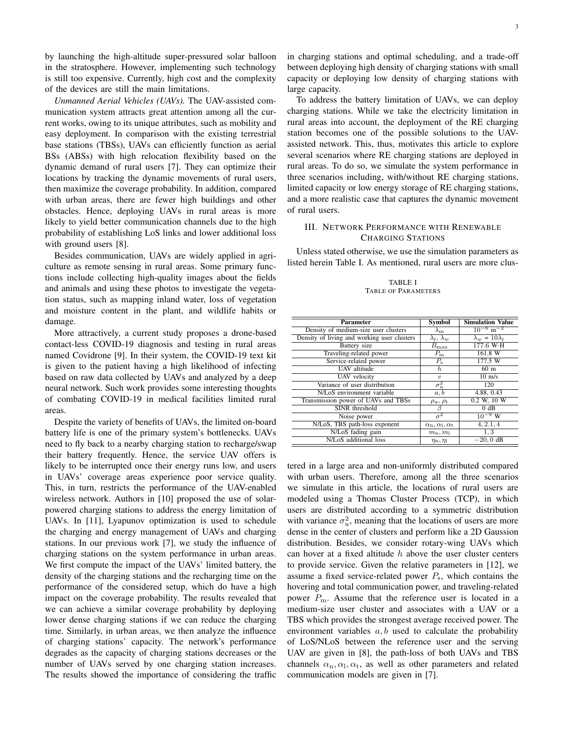by launching the high-altitude super-pressured solar balloon in the stratosphere. However, implementing such technology is still too expensive. Currently, high cost and the complexity of the devices are still the main limitations.

*Unmanned Aerial Vehicles (UAVs).* The UAV-assisted communication system attracts great attention among all the current works, owing to its unique attributes, such as mobility and easy deployment. In comparison with the existing terrestrial base stations (TBSs), UAVs can efficiently function as aerial BSs (ABSs) with high relocation flexibility based on the dynamic demand of rural users [7]. They can optimize their locations by tracking the dynamic movements of rural users, then maximize the coverage probability. In addition, compared with urban areas, there are fewer high buildings and other obstacles. Hence, deploying UAVs in rural areas is more likely to yield better communication channels due to the high probability of establishing LoS links and lower additional loss with ground users [8].

Besides communication, UAVs are widely applied in agriculture as remote sensing in rural areas. Some primary functions include collecting high-quality images about the fields and animals and using these photos to investigate the vegetation status, such as mapping inland water, loss of vegetation and moisture content in the plant, and wildlife habits or damage.

More attractively, a current study proposes a drone-based contact-less COVID-19 diagnosis and testing in rural areas named Covidrone [9]. In their system, the COVID-19 text kit is given to the patient having a high likelihood of infecting based on raw data collected by UAVs and analyzed by a deep neural network. Such work provides some interesting thoughts of combating COVID-19 in medical facilities limited rural areas.

Despite the variety of benefits of UAVs, the limited on-board battery life is one of the primary system's bottlenecks. UAVs need to fly back to a nearby charging station to recharge/swap their battery frequently. Hence, the service UAV offers is likely to be interrupted once their energy runs low, and users in UAVs' coverage areas experience poor service quality. This, in turn, restricts the performance of the UAV-enabled wireless network. Authors in [10] proposed the use of solar-powered charging stations to address the energy limitation of UAVs. In [11], Lyapunov optimization is used to schedule the charging and energy management of UAVs and charging stations. In our previous work [7], we study the influence of charging stations on the system performance in urban areas. We first compute the impact of the UAVs' limited battery, the density of the charging stations and the recharging time on the performance of the considered setup, which do have a high impact on the coverage probability. The results revealed that we can achieve a similar coverage probability by deploying lower dense charging stations if we can reduce the charging time. Similarly, in urban areas, we then analyze the influence of charging stations' capacity. The network's performance degrades as the capacity of charging stations decreases or the number of UAVs served by one charging station increases. The results showed the importance of considering the traffic in charging stations and optimal scheduling, and a trade-off between deploying high density of charging stations with small capacity or deploying low density of charging stations with large capacity.

To address the battery limitation of UAVs, we can deploy charging stations. While we take the electricity limitation in rural areas into account, the deployment of the RE charging station becomes one of the possible solutions to the UAV-assisted network. This, thus, motivates this article to explore several scenarios where RE charging stations are deployed in rural areas. To do so, we simulate the system performance in three scenarios including, with/without RE charging stations, limited capacity or low energy storage of RE charging stations, and a more realistic case that captures the dynamic movement of rural users.

## III. Network Performance with Renewable Charging Stations

Unless stated otherwise, we use the simulation parameters as listed herein Table I. As mentioned, rural users are more clustered in a large area and non-uniformly distributed compared with urban users. Therefore, among all the three scenarios we simulate in this article, the locations of rural users are modeled using a Thomas Cluster Process (TCP), in which users are distributed according to a symmetric distribution with variance $\sigma_u^2$, meaning that the locations of users are more dense in the center of clusters and perform like a 2D Gaussion distribution. Besides, we consider rotary-wing UAVs which can hover at a fixed altitude $h$ above the user cluster centers to provide service. Given the relative parameters in [12], we assume a fixed service-related power $P_{\rm s}$, which contains the hovering and total communication power, and traveling-related power $P_{\rm m}$. Assume that the reference user is located in a medium-size user cluster and associates with a UAV or a TBS which provides the strongest average received power. The environment variables $a, b$ used to calculate the probability of LoS/NLoS between the reference user and the serving UAV are given in [8], the path-loss of both UAVs and TBS channels $\alpha_{\rm n}, \alpha_{\rm l}, \alpha_{\rm t}$, as well as other parameters and related communication models are given in [7].

TABLE I
Table of Parameters

| Parameter | Symbol | Simulation Value |
|---|---|---|
| Density of medium-size user clusters | $\lambda_{\rm m}$ | $10^{-6}$ m$^{-2}$ |
| Density of living and working user clusters | $\lambda_l$, $\lambda_w$ | $\lambda_w = 10\lambda_l$ |
| Battery size | $B_{\max}$ | 177.6 W·H |
| Traveling-related power | $P_{\rm m}$ | 161.8 W |
| Service-related power | $P_{\rm s}$ | 177.5 W |
| UAV altitude | $h$ | 60 m |
| UAV velocity | $v$ | 10 m/s |
| Variance of user distribution | $\sigma_{\rm u}^2$ | 120 |
| N/LoS environment variable | $a, b$ | 4.88, 0.43 |
| Transmission power of UAVs and TBSs | $\rho_{\rm u}$, $\rho_{\rm t}$ | 0.2 W, 10 W |
| SINR threshold | $\beta$ | 0 dB |
| Noise power | $\sigma^2$ | $10^{-9}$ W |
| N/LoS, TBS path-loss exponent | $\alpha_{\rm n}, \alpha_{\rm l}, \alpha_{\rm t}$ | 4, 2.1, 4 |
| N/LoS fading gain | $m_{\rm n}, m_{\rm l}$ | 1, 3 |
| N/LoS additional loss | $\eta_{\rm n}, \eta_{\rm l}$ | $-20, 0$ dB |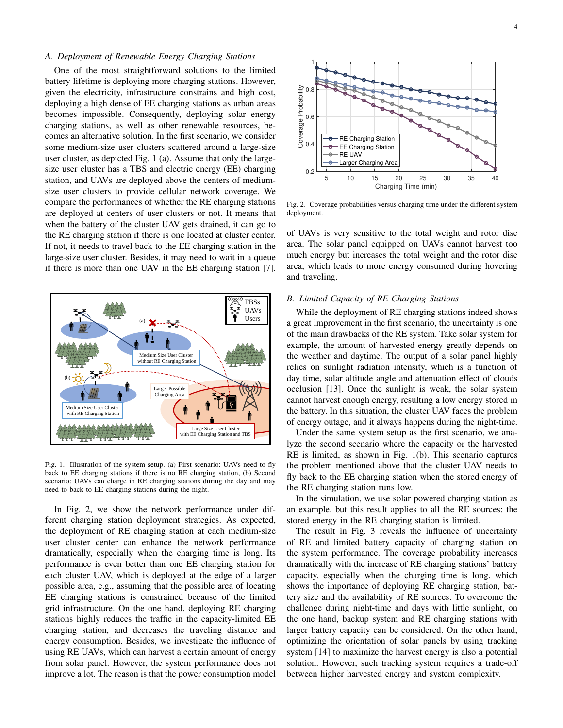### A. Deployment of Renewable Energy Charging Stations

One of the most straightforward solutions to the limited battery lifetime is deploying more charging stations. However, given the electricity, infrastructure constrains and high cost, deploying a high dense of EE charging stations as urban areas becomes impossible. Consequently, deploying solar energy charging stations, as well as other renewable resources, becomes an alternative solution. In the first scenario, we consider some medium-size user clusters scattered around a large-size user cluster, as depicted Fig. 1 (a). Assume that only the large-size user cluster has a TBS and electric energy (EE) charging station, and UAVs are deployed above the centers of medium-size user clusters to provide cellular network coverage. We compare the performances of whether the RE charging stations are deployed at centers of user clusters or not. It means that when the battery of the cluster UAV gets drained, it can go to the RE charging station if there is one located at cluster center. If not, it needs to travel back to the EE charging station in the large-size user cluster. Besides, it may need to wait in a queue if there is more than one UAV in the EE charging station [7].

Fig. 1. Illustration of the system setup. (a) First scenario: UAVs need to fly back to EE charging stations if there is no RE charging station, (b) Second scenario: UAVs can charge in RE charging stations during the day and may need to back to EE charging stations during the night.

In Fig. 2, we show the network performance under different charging station deployment strategies. As expected, the deployment of RE charging station at each medium-size user cluster center can enhance the network performance dramatically, especially when the charging time is long. Its performance is even better than one EE charging station for each cluster UAV, which is deployed at the edge of a larger possible area, e.g., assuming that the possible area of locating EE charging stations is constrained because of the limited grid infrastructure. On the one hand, deploying RE charging stations highly reduces the traffic in the capacity-limited EE charging station, and decreases the traveling distance and energy consumption. Besides, we investigate the influence of using RE UAVs, which can harvest a certain amount of energy from solar panel. However, the system performance does not improve a lot. The reason is that the power consumption model of UAVs is very sensitive to the total weight and rotor disc area. The solar panel equipped on UAVs cannot harvest too much energy but increases the total weight and the rotor disc area, which leads to more energy consumed during hovering and traveling.

Fig. 2. Coverage probabilities versus charging time under the different system deployment.

### B. Limited Capacity of RE Charging Stations

While the deployment of RE charging stations indeed shows a great improvement in the first scenario, the uncertainty is one of the main drawbacks of the RE system. Take solar system for example, the amount of harvested energy greatly depends on the weather and daytime. The output of a solar panel highly relies on sunlight radiation intensity, which is a function of day time, solar altitude angle and attenuation effect of clouds occlusion [13]. Once the sunlight is weak, the solar system cannot harvest enough energy, resulting a low energy stored in the battery. In this situation, the cluster UAV faces the problem of energy outage, and it always happens during the night-time.

Under the same system setup as the first scenario, we analyze the second scenario where the capacity or the harvested RE is limited, as shown in Fig. 1(b). This scenario captures the problem mentioned above that the cluster UAV needs to fly back to the EE charging station when the stored energy of the RE charging station runs low.

In the simulation, we use solar powered charging station as an example, but this result applies to all the RE sources: the stored energy in the RE charging station is limited.

The result in Fig. 3 reveals the influence of uncertainty of RE and limited battery capacity of charging station on the system performance. The coverage probability increases dramatically with the increase of RE charging stations' battery capacity, especially when the charging time is long, which shows the importance of deploying RE charging station, battery size and the availability of RE sources. To overcome the challenge during night-time and days with little sunlight, on the one hand, backup system and RE charging stations with larger battery capacity can be considered. On the other hand, optimizing the orientation of solar panels by using tracking system [14] to maximize the harvest energy is also a potential solution. However, such tracking system requires a trade-off between higher harvested energy and system complexity.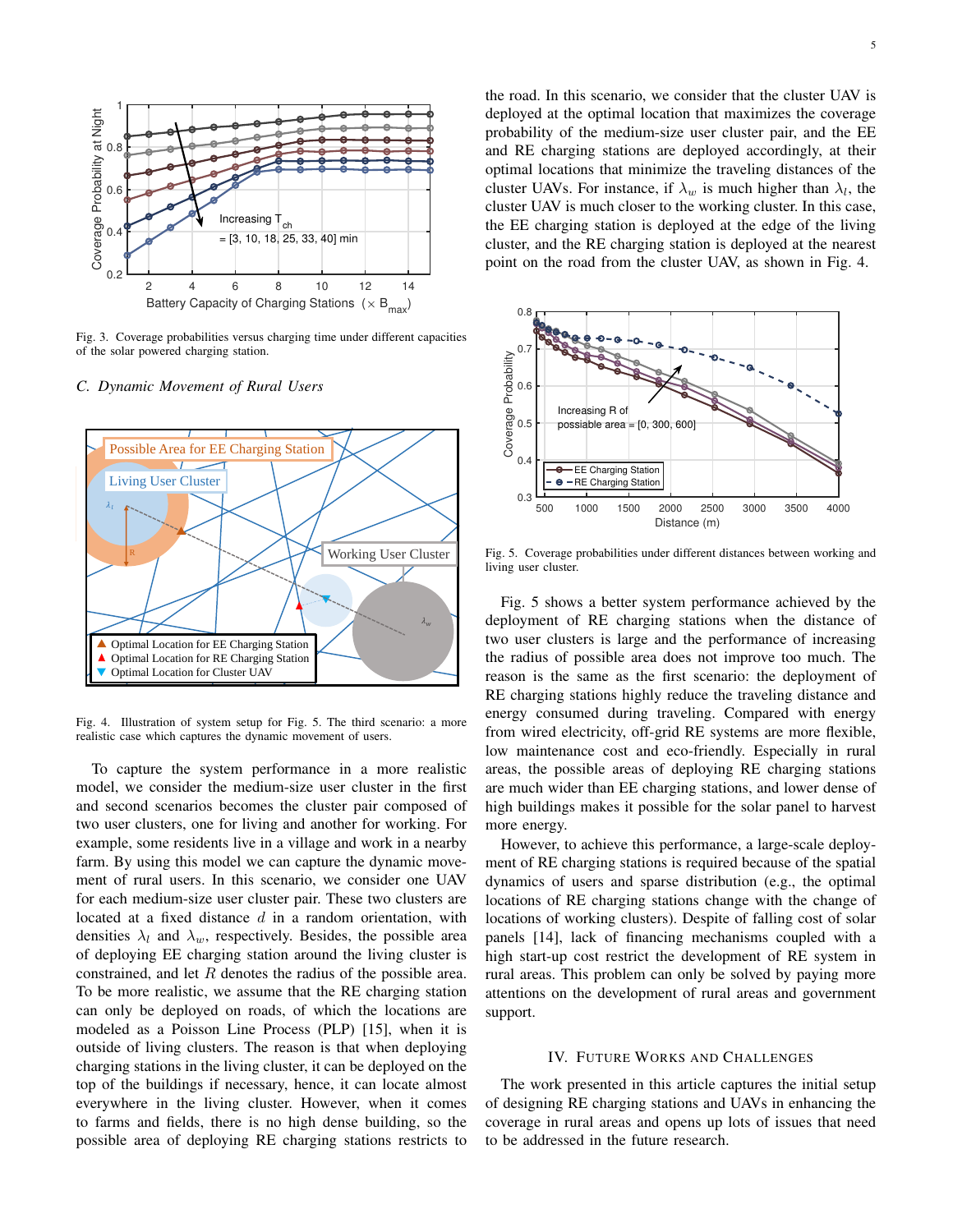Fig. 3. Coverage probabilities versus charging time under different capacities of the solar powered charging station.

### C. Dynamic Movement of Rural Users

Fig. 4. Illustration of system setup for Fig. 5. The third scenario: a more realistic case which captures the dynamic movement of users.

To capture the system performance in a more realistic model, we consider the medium-size user cluster in the first and second scenarios becomes the cluster pair composed of two user clusters, one for living and another for working. For example, some residents live in a village and work in a nearby farm. By using this model we can capture the dynamic movement of rural users. In this scenario, we consider one UAV for each medium-size user cluster pair. These two clusters are located at a fixed distance $d$ in a random orientation, with densities $\lambda_l$ and $\lambda_w$, respectively. Besides, the possible area of deploying EE charging station around the living cluster is constrained, and let $R$ denotes the radius of the possible area. To be more realistic, we assume that the RE charging station can only be deployed on roads, of which the locations are modeled as a Poisson Line Process (PLP) [15], when it is outside of living clusters. The reason is that when deploying charging stations in the living cluster, it can be deployed on the top of the buildings if necessary, hence, it can locate almost everywhere in the living cluster. However, when it comes to farms and fields, there is no high dense building, so the possible area of deploying RE charging stations restricts to the road. In this scenario, we consider that the cluster UAV is deployed at the optimal location that maximizes the coverage probability of the medium-size user cluster pair, and the EE and RE charging stations are deployed accordingly, at their optimal locations that minimize the traveling distances of the cluster UAVs. For instance, if $\lambda_w$ is much higher than $\lambda_l$, the cluster UAV is much closer to the working cluster. In this case, the EE charging station is deployed at the edge of the living cluster, and the RE charging station is deployed at the nearest point on the road from the cluster UAV, as shown in Fig. 4.

Fig. 5. Coverage probabilities under different distances between working and living user cluster.

Fig. 5 shows a better system performance achieved by the deployment of RE charging stations when the distance of two user clusters is large and the performance of increasing the radius of possible area does not improve too much. The reason is the same as the first scenario: the deployment of RE charging stations highly reduce the traveling distance and energy consumed during traveling. Compared with energy from wired electricity, off-grid RE systems are more flexible, low maintenance cost and eco-friendly. Especially in rural areas, the possible areas of deploying RE charging stations are much wider than EE charging stations, and lower dense of high buildings makes it possible for the solar panel to harvest more energy.

However, to achieve this performance, a large-scale deployment of RE charging stations is required because of the spatial dynamics of users and sparse distribution (e.g., the optimal locations of RE charging stations change with the change of locations of working clusters). Despite of falling cost of solar panels [14], lack of financing mechanisms coupled with a high start-up cost restrict the development of RE system in rural areas. This problem can only be solved by paying more attentions on the development of rural areas and government support.

## IV. Future Works and Challenges

The work presented in this article captures the initial setup of designing RE charging stations and UAVs in enhancing the coverage in rural areas and opens up lots of issues that need to be addressed in the future research.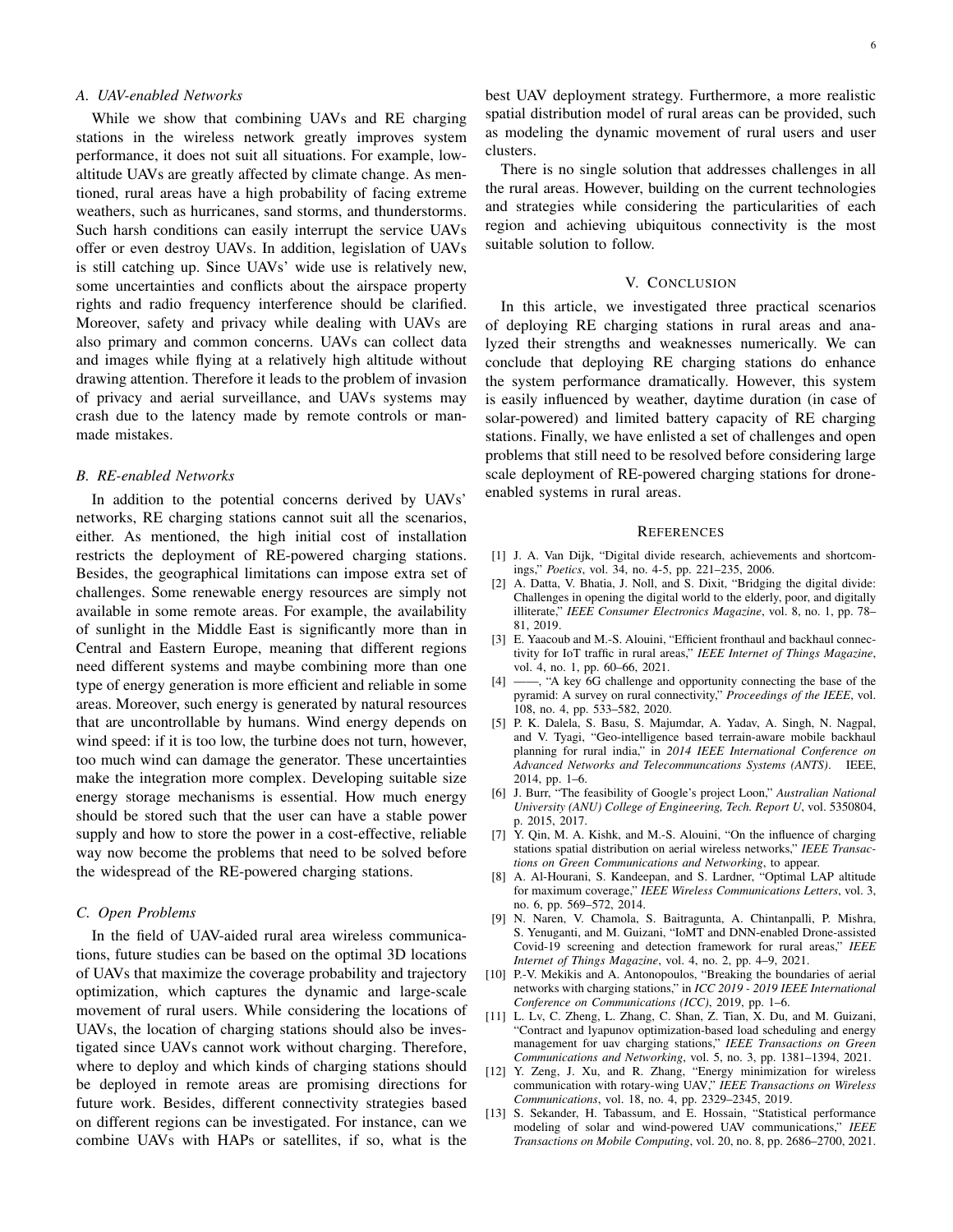### A. UAV-enabled Networks

While we show that combining UAVs and RE charging stations in the wireless network greatly improves system performance, it does not suit all situations. For example, low-altitude UAVs are greatly affected by climate change. As mentioned, rural areas have a high probability of facing extreme weathers, such as hurricanes, sand storms, and thunderstorms. Such harsh conditions can easily interrupt the service UAVs offer or even destroy UAVs. In addition, legislation of UAVs is still catching up. Since UAVs' wide use is relatively new, some uncertainties and conflicts about the airspace property rights and radio frequency interference should be clarified. Moreover, safety and privacy while dealing with UAVs are also primary and common concerns. UAVs can collect data and images while flying at a relatively high altitude without drawing attention. Therefore it leads to the problem of invasion of privacy and aerial surveillance, and UAVs systems may crash due to the latency made by remote controls or man-made mistakes.

### B. RE-enabled Networks

In addition to the potential concerns derived by UAVs' networks, RE charging stations cannot suit all the scenarios, either. As mentioned, the high initial cost of installation restricts the deployment of RE-powered charging stations. Besides, the geographical limitations can impose extra set of challenges. Some renewable energy resources are simply not available in some remote areas. For example, the availability of sunlight in the Middle East is significantly more than in Central and Eastern Europe, meaning that different regions need different systems and maybe combining more than one type of energy generation is more efficient and reliable in some areas. Moreover, such energy is generated by natural resources that are uncontrollable by humans. Wind energy depends on wind speed: if it is too low, the turbine does not turn, however, too much wind can damage the generator. These uncertainties make the integration more complex. Developing suitable size energy storage mechanisms is essential. How much energy should be stored such that the user can have a stable power supply and how to store the power in a cost-effective, reliable way now become the problems that need to be solved before the widespread of the RE-powered charging stations.

### C. Open Problems

In the field of UAV-aided rural area wireless communications, future studies can be based on the optimal 3D locations of UAVs that maximize the coverage probability and trajectory optimization, which captures the dynamic and large-scale movement of rural users. While considering the locations of UAVs, the location of charging stations should also be investigated since UAVs cannot work without charging. Therefore, where to deploy and which kinds of charging stations should be deployed in remote areas are promising directions for future work. Besides, different connectivity strategies based on different regions can be investigated. For instance, can we combine UAVs with HAPs or satellites, if so, what is the best UAV deployment strategy. Furthermore, a more realistic spatial distribution model of rural areas can be provided, such as modeling the dynamic movement of rural users and user clusters.

There is no single solution that addresses challenges in all the rural areas. However, building on the current technologies and strategies while considering the particularities of each region and achieving ubiquitous connectivity is the most suitable solution to follow.

## V. Conclusion

In this article, we investigated three practical scenarios of deploying RE charging stations in rural areas and analyzed their strengths and weaknesses numerically. We can conclude that deploying RE charging stations do enhance the system performance dramatically. However, this system is easily influenced by weather, daytime duration (in case of solar-powered) and limited battery capacity of RE charging stations. Finally, we have enlisted a set of challenges and open problems that still need to be resolved before considering large scale deployment of RE-powered charging stations for drone-enabled systems in rural areas.

## References

[1] J. A. Van Dijk, "Digital divide research, achievements and shortcomings," *Poetics*, vol. 34, no. 4-5, pp. 221–235, 2006.

[2] A. Datta, V. Bhatia, J. Noll, and S. Dixit, "Bridging the digital divide: Challenges in opening the digital world to the elderly, poor, and digitally illiterate," *IEEE Consumer Electronics Magazine*, vol. 8, no. 1, pp. 78–81, 2019.

[3] E. Yaacoub and M.-S. Alouini, "Efficient fronthaul and backhaul connectivity for IoT traffic in rural areas," *IEEE Internet of Things Magazine*, vol. 4, no. 1, pp. 60–66, 2021.

[4] ——, "A key 6G challenge and opportunity connecting the base of the pyramid: A survey on rural connectivity," *Proceedings of the IEEE*, vol. 108, no. 4, pp. 533–582, 2020.

[5] P. K. Dalela, S. Basu, S. Majumdar, A. Yadav, A. Singh, N. Nagpal, and V. Tyagi, "Geo-intelligence based terrain-aware mobile backhaul planning for rural india," in *2014 IEEE International Conference on Advanced Networks and Telecommuncations Systems (ANTS)*. IEEE, 2014, pp. 1–6.

[6] J. Burr, "The feasibility of Google's project Loon," *Australian National University (ANU) College of Engineering, Tech. Report U*, vol. 5350804, p. 2015, 2017.

[7] Y. Qin, M. A. Kishk, and M.-S. Alouini, "On the influence of charging stations spatial distribution on aerial wireless networks," *IEEE Transactions on Green Communications and Networking*, to appear.

[8] A. Al-Hourani, S. Kandeepan, and S. Lardner, "Optimal LAP altitude for maximum coverage," *IEEE Wireless Communications Letters*, vol. 3, no. 6, pp. 569–572, 2014.

[9] N. Naren, V. Chamola, S. Baitragunta, A. Chintanpalli, P. Mishra, S. Yenuganti, and M. Guizani, "IoMT and DNN-enabled Drone-assisted Covid-19 screening and detection framework for rural areas," *IEEE Internet of Things Magazine*, vol. 4, no. 2, pp. 4–9, 2021.

[10] P.-V. Mekikis and A. Antonopoulos, "Breaking the boundaries of aerial networks with charging stations," in *ICC 2019 - 2019 IEEE International Conference on Communications (ICC)*, 2019, pp. 1–6.

[11] L. Lv, C. Zheng, L. Zhang, C. Shan, Z. Tian, X. Du, and M. Guizani, "Contract and lyapunov optimization-based load scheduling and energy management for uav charging stations," *IEEE Transactions on Green Communications and Networking*, vol. 5, no. 3, pp. 1381–1394, 2021.

[12] Y. Zeng, J. Xu, and R. Zhang, "Energy minimization for wireless communication with rotary-wing UAV," *IEEE Transactions on Wireless Communications*, vol. 18, no. 4, pp. 2329–2345, 2019.

[13] S. Sekander, H. Tabassum, and E. Hossain, "Statistical performance modeling of solar and wind-powered UAV communications," *IEEE Transactions on Mobile Computing*, vol. 20, no. 8, pp. 2686–2700, 2021.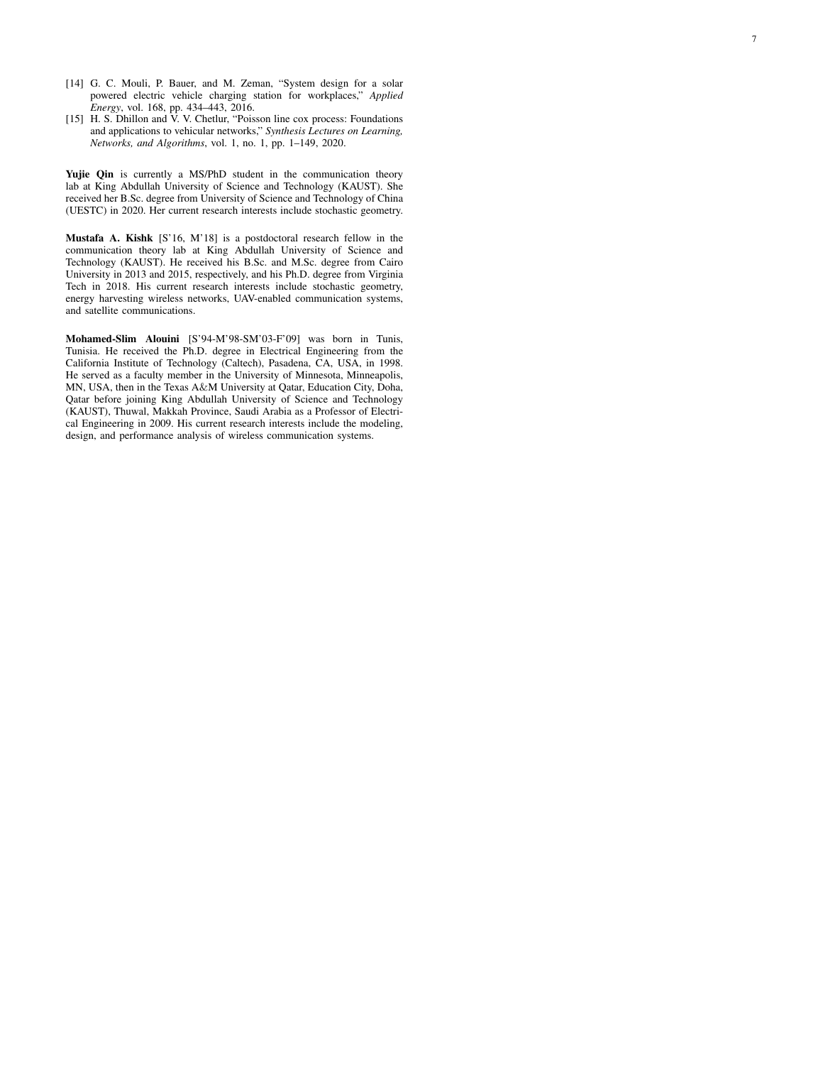[14] G. C. Mouli, P. Bauer, and M. Zeman, "System design for a solar powered electric vehicle charging station for workplaces," *Applied Energy*, vol. 168, pp. 434–443, 2016.

[15] H. S. Dhillon and V. V. Chetlur, "Poisson line cox process: Foundations and applications to vehicular networks," *Synthesis Lectures on Learning, Networks, and Algorithms*, vol. 1, no. 1, pp. 1–149, 2020.

**Yujie Qin** is currently a MS/PhD student in the communication theory lab at King Abdullah University of Science and Technology (KAUST). She received her B.Sc. degree from University of Science and Technology of China (UESTC) in 2020. Her current research interests include stochastic geometry.

**Mustafa A. Kishk** [S'16, M'18] is a postdoctoral research fellow in the communication theory lab at King Abdullah University of Science and Technology (KAUST). He received his B.Sc. and M.Sc. degree from Cairo University in 2013 and 2015, respectively, and his Ph.D. degree from Virginia Tech in 2018. His current research interests include stochastic geometry, energy harvesting wireless networks, UAV-enabled communication systems, and satellite communications.

**Mohamed-Slim Alouini** [S'94-M'98-SM'03-F'09] was born in Tunis, Tunisia. He received the Ph.D. degree in Electrical Engineering from the California Institute of Technology (Caltech), Pasadena, CA, USA, in 1998. He served as a faculty member in the University of Minnesota, Minneapolis, MN, USA, then in the Texas A&M University at Qatar, Education City, Doha, Qatar before joining King Abdullah University of Science and Technology (KAUST), Thuwal, Makkah Province, Saudi Arabia as a Professor of Electrical Engineering in 2009. His current research interests include the modeling, design, and performance analysis of wireless communication systems.